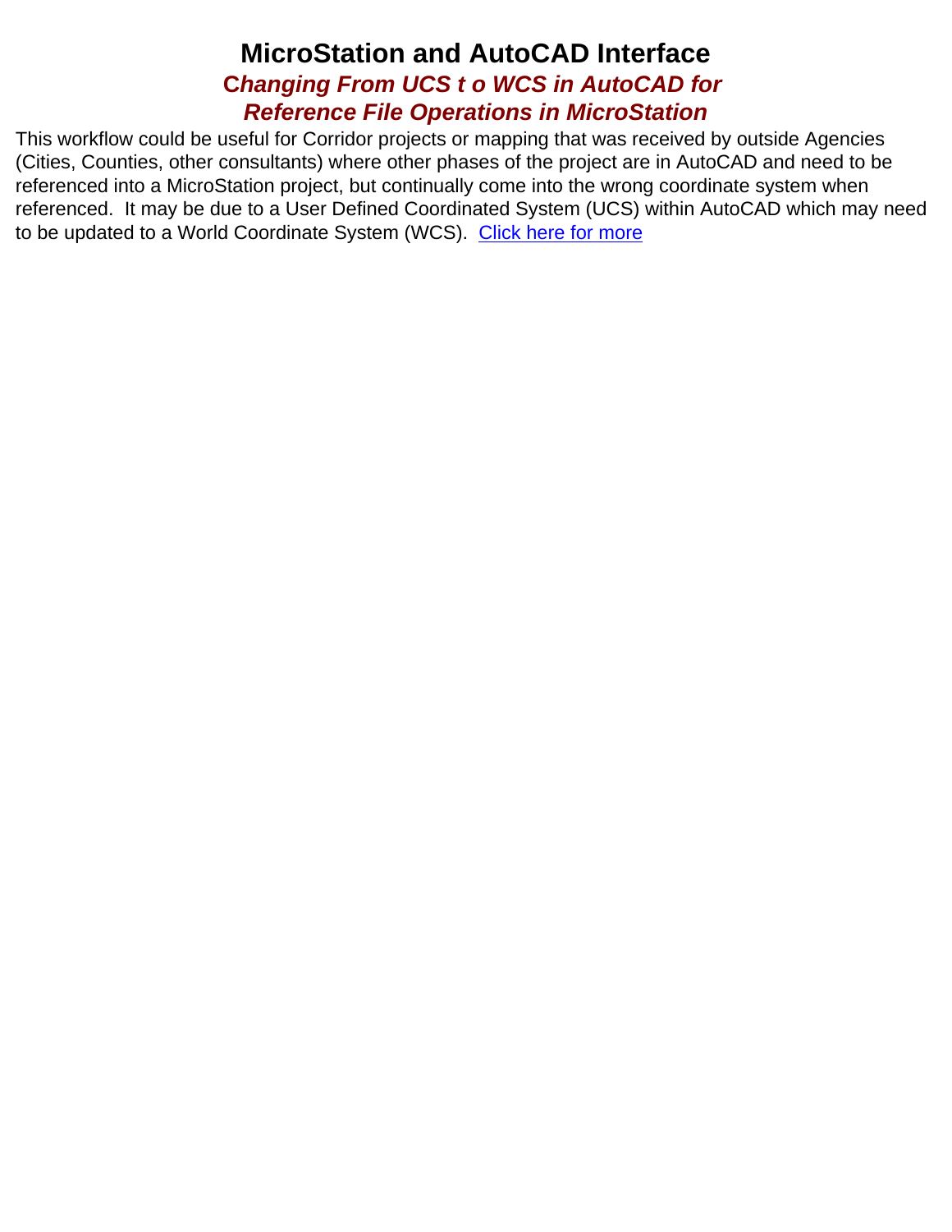# MicroStation and AutoCAD Interface

## *Changing From UCS t o WCS in AutoCAD for Reference File Operations in MicroStation*

This workflow could be useful for Corridor projects or mapping that was received by outside Agencies (Cities, Counties, other consultants) where other phases of the project are in AutoCAD and need to be referenced into a MicroStation project, but continually come into the wrong coordinate system when referenced. It may be due to a User Defined Coordinated System (UCS) within AutoCAD which may need to be updated to a World Coordinate System (WCS). Click here for more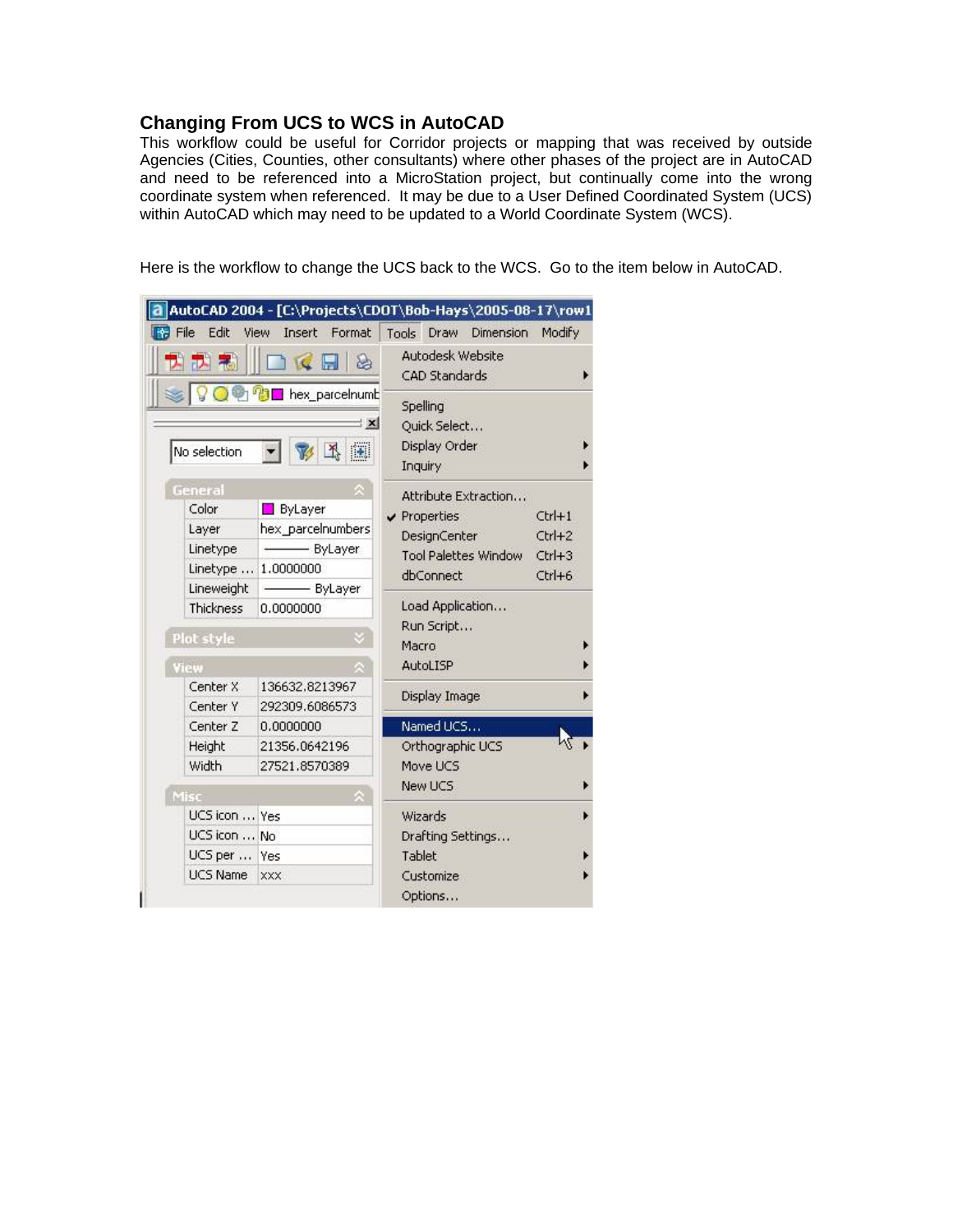## Changing From UCS to WCS in AutoCAD

This workflow could be useful for Corridor projects or mapping that was received by outside Agencies (Cities, Counties, other consultants) where other phases of the project are in AutoCAD and need to be referenced into a MicroStation project, but continually come into the wrong coordinate system when referenced. It may be due to a User Defined Coordinated System (UCS) within AutoCAD which may need to be updated to a World Coordinate System (WCS).

Here is the workflow to change the UCS back to the WCS. Go to the item below in AutoCAD.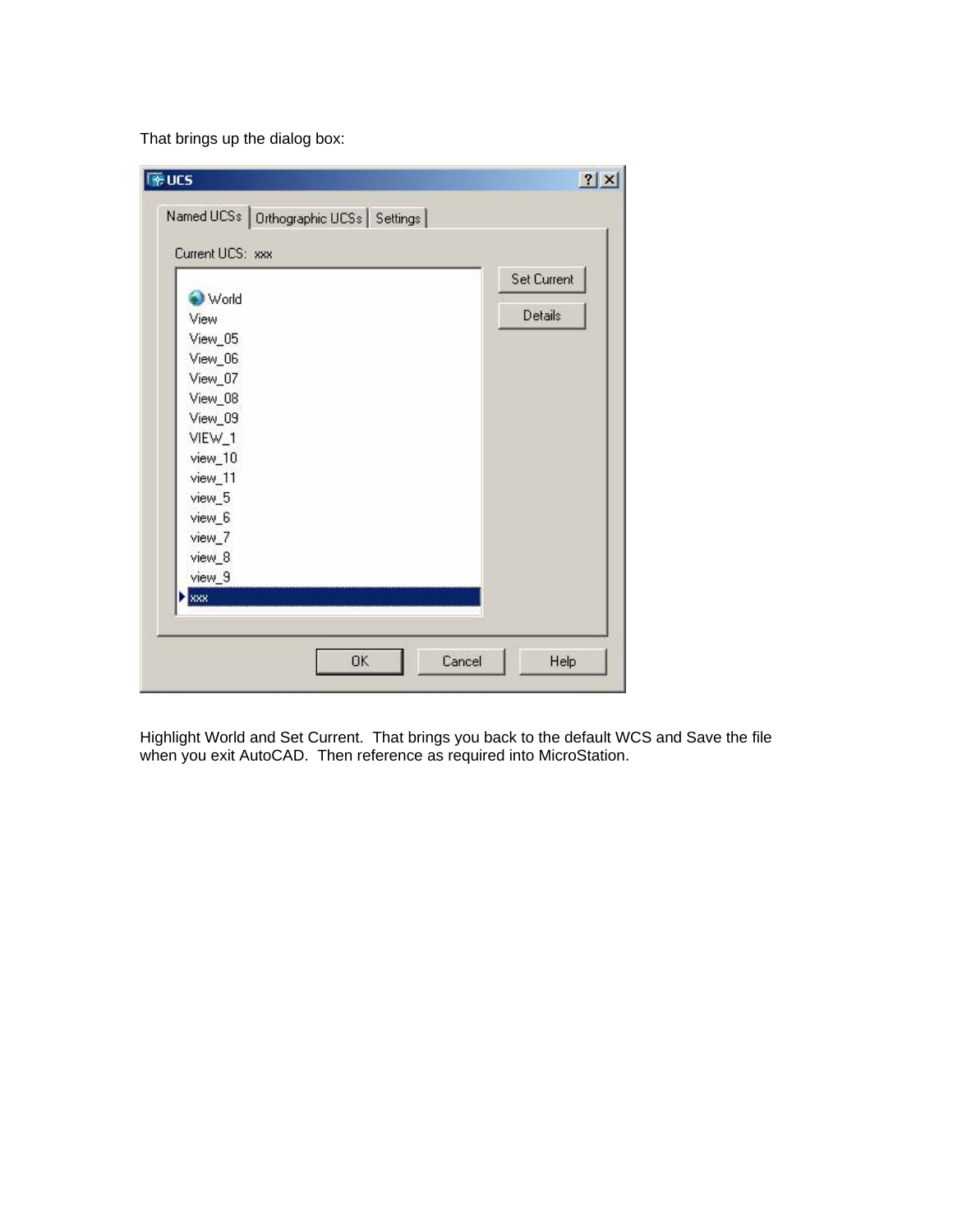That brings up the dialog box:

UCS

Named UCSs | Orthographic UCSs | Settings

Current UCS: xxx

World
View
View_05
View_06
View_07
View_08
View_09
VIEW_1
view_10
view_11
view_5
view_6
view_7
view_8
view_9
xxx

Set Current
Details

OK Cancel Help

Highlight World and Set Current. That brings you back to the default WCS and Save the file when you exit AutoCAD. Then reference as required into MicroStation.